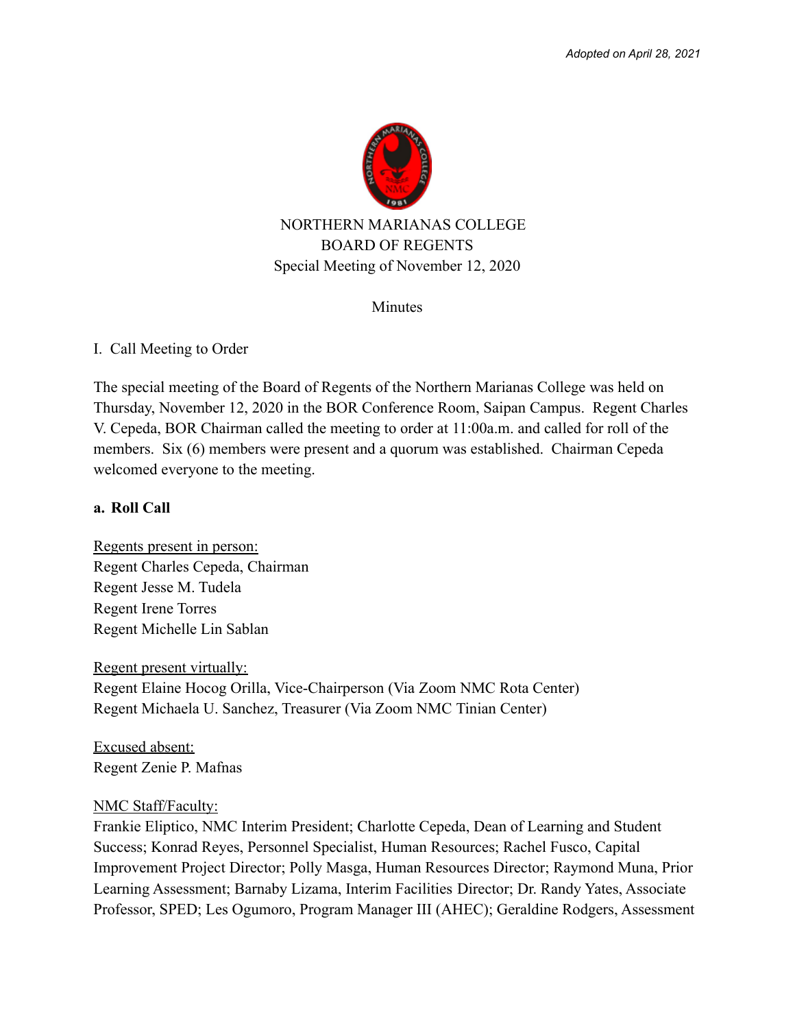*Adopted on April 28, 2021*

NORTHERN MARIANAS COLLEGE
BOARD OF REGENTS
Special Meeting of November 12, 2020

Minutes

I. Call Meeting to Order

The special meeting of the Board of Regents of the Northern Marianas College was held on Thursday, November 12, 2020 in the BOR Conference Room, Saipan Campus. Regent Charles V. Cepeda, BOR Chairman called the meeting to order at 11:00a.m. and called for roll of the members. Six (6) members were present and a quorum was established. Chairman Cepeda welcomed everyone to the meeting.

**a. Roll Call**

Regents present in person:
Regent Charles Cepeda, Chairman
Regent Jesse M. Tudela
Regent Irene Torres
Regent Michelle Lin Sablan

Regent present virtually:
Regent Elaine Hocog Orilla, Vice-Chairperson (Via Zoom NMC Rota Center)
Regent Michaela U. Sanchez, Treasurer (Via Zoom NMC Tinian Center)

Excused absent:
Regent Zenie P. Mafnas

NMC Staff/Faculty:
Frankie Eliptico, NMC Interim President; Charlotte Cepeda, Dean of Learning and Student Success; Konrad Reyes, Personnel Specialist, Human Resources; Rachel Fusco, Capital Improvement Project Director; Polly Masga, Human Resources Director; Raymond Muna, Prior Learning Assessment; Barnaby Lizama, Interim Facilities Director; Dr. Randy Yates, Associate Professor, SPED; Les Ogumoro, Program Manager III (AHEC); Geraldine Rodgers, Assessment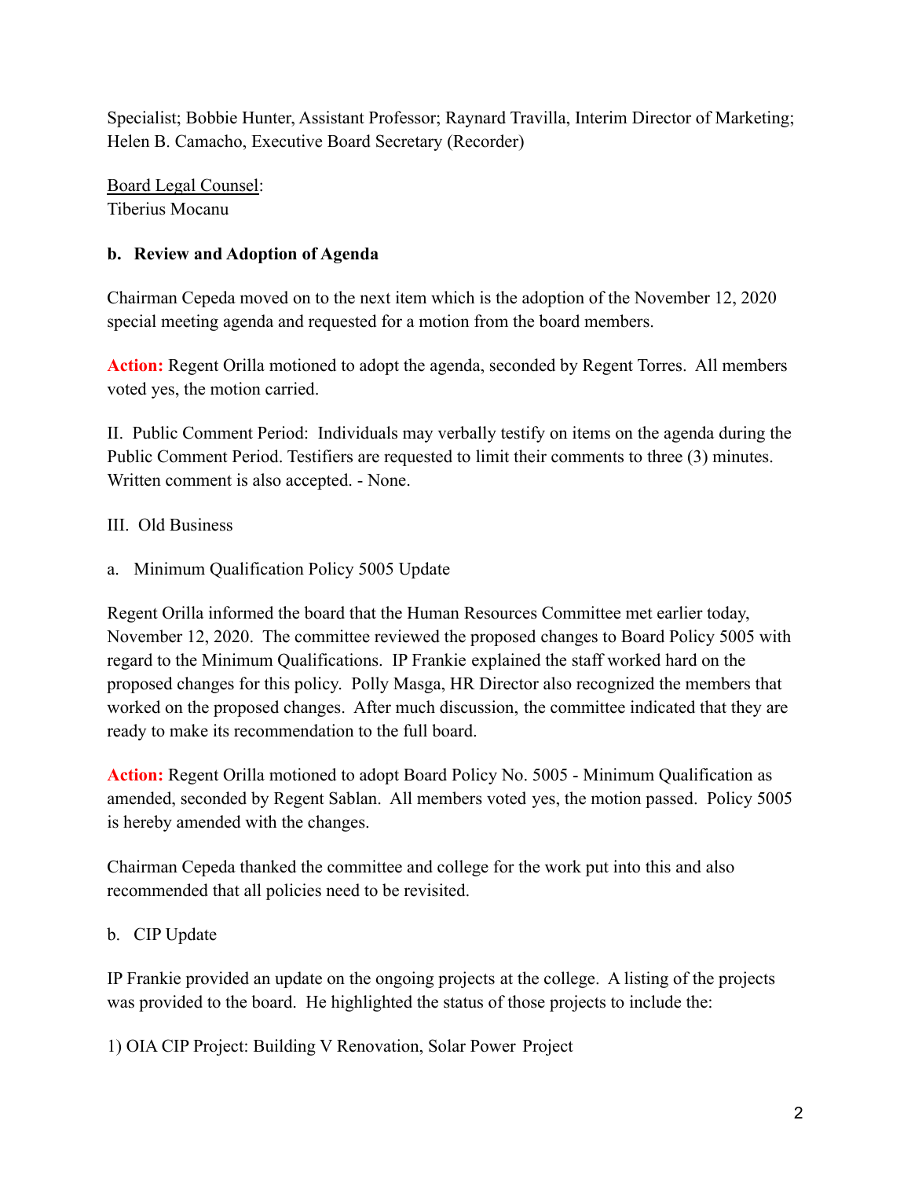Specialist; Bobbie Hunter, Assistant Professor; Raynard Travilla, Interim Director of Marketing; Helen B. Camacho, Executive Board Secretary (Recorder)

Board Legal Counsel:
Tiberius Mocanu

**b. Review and Adoption of Agenda**

Chairman Cepeda moved on to the next item which is the adoption of the November 12, 2020 special meeting agenda and requested for a motion from the board members.

**Action:** Regent Orilla motioned to adopt the agenda, seconded by Regent Torres. All members voted yes, the motion carried.

II. Public Comment Period: Individuals may verbally testify on items on the agenda during the Public Comment Period. Testifiers are requested to limit their comments to three (3) minutes. Written comment is also accepted. - None.

III. Old Business

a. Minimum Qualification Policy 5005 Update

Regent Orilla informed the board that the Human Resources Committee met earlier today, November 12, 2020. The committee reviewed the proposed changes to Board Policy 5005 with regard to the Minimum Qualifications. IP Frankie explained the staff worked hard on the proposed changes for this policy. Polly Masga, HR Director also recognized the members that worked on the proposed changes. After much discussion, the committee indicated that they are ready to make its recommendation to the full board.

**Action:** Regent Orilla motioned to adopt Board Policy No. 5005 - Minimum Qualification as amended, seconded by Regent Sablan. All members voted yes, the motion passed. Policy 5005 is hereby amended with the changes.

Chairman Cepeda thanked the committee and college for the work put into this and also recommended that all policies need to be revisited.

b. CIP Update

IP Frankie provided an update on the ongoing projects at the college. A listing of the projects was provided to the board. He highlighted the status of those projects to include the:

1) OIA CIP Project: Building V Renovation, Solar Power Project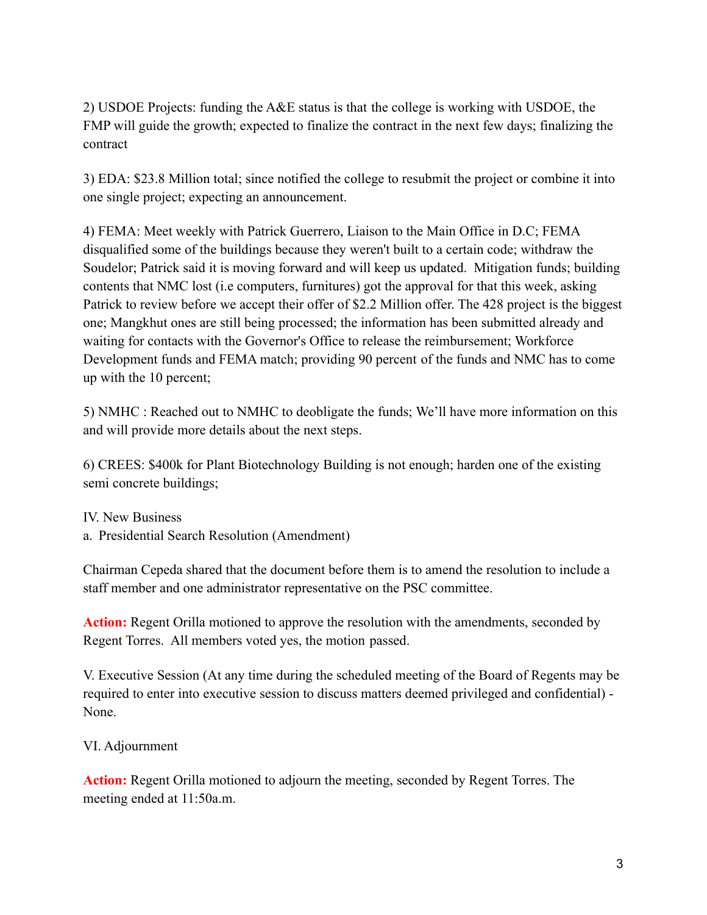2) USDOE Projects: funding the A&E status is that the college is working with USDOE, the FMP will guide the growth; expected to finalize the contract in the next few days; finalizing the contract

3) EDA: $23.8 Million total; since notified the college to resubmit the project or combine it into one single project; expecting an announcement.

4) FEMA: Meet weekly with Patrick Guerrero, Liaison to the Main Office in D.C; FEMA disqualified some of the buildings because they weren't built to a certain code; withdraw the Soudelor; Patrick said it is moving forward and will keep us updated. Mitigation funds; building contents that NMC lost (i.e computers, furnitures) got the approval for that this week, asking Patrick to review before we accept their offer of $2.2 Million offer. The 428 project is the biggest one; Mangkhut ones are still being processed; the information has been submitted already and waiting for contacts with the Governor's Office to release the reimbursement; Workforce Development funds and FEMA match; providing 90 percent of the funds and NMC has to come up with the 10 percent;

5) NMHC : Reached out to NMHC to deobligate the funds; We'll have more information on this and will provide more details about the next steps.

6) CREES: $400k for Plant Biotechnology Building is not enough; harden one of the existing semi concrete buildings;

IV. New Business
a. Presidential Search Resolution (Amendment)

Chairman Cepeda shared that the document before them is to amend the resolution to include a staff member and one administrator representative on the PSC committee.

**Action:** Regent Orilla motioned to approve the resolution with the amendments, seconded by Regent Torres. All members voted yes, the motion passed.

V. Executive Session (At any time during the scheduled meeting of the Board of Regents may be required to enter into executive session to discuss matters deemed privileged and confidential) - None.

VI. Adjournment

**Action:** Regent Orilla motioned to adjourn the meeting, seconded by Regent Torres. The meeting ended at 11:50a.m.